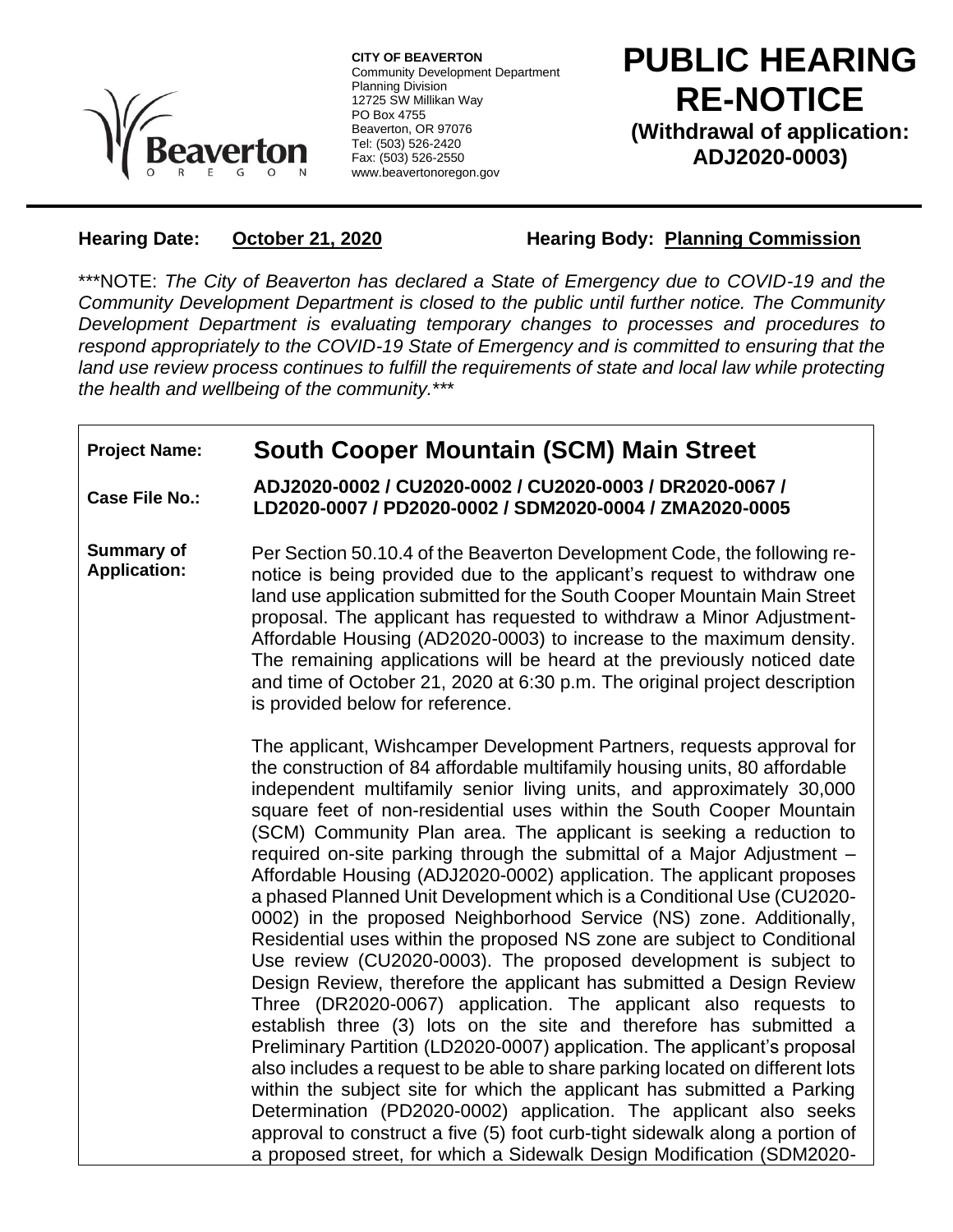**CITY OF BEAVERTON**
Community Development Department
Planning Division
12725 SW Millikan Way
PO Box 4755
Beaverton, OR 97076
Tel: (503) 526-2420
Fax: (503) 526-2550
www.beavertonoregon.gov

# PUBLIC HEARING RE-NOTICE

**(Withdrawal of application: ADJ2020-0003)**

**Hearing Date:** **October 21, 2020** **Hearing Body:** **Planning Commission**

***NOTE: *The City of Beaverton has declared a State of Emergency due to COVID-19 and the Community Development Department is closed to the public until further notice. The Community Development Department is evaluating temporary changes to processes and procedures to respond appropriately to the COVID-19 State of Emergency and is committed to ensuring that the land use review process continues to fulfill the requirements of state and local law while protecting the health and wellbeing of the community.****

| | |
|---|---|
| **Project Name:** | **South Cooper Mountain (SCM) Main Street** |
| **Case File No.:** | **ADJ2020-0002 / CU2020-0002 / CU2020-0003 / DR2020-0067 / LD2020-0007 / PD2020-0002 / SDM2020-0004 / ZMA2020-0005** |
| **Summary of Application:** | Per Section 50.10.4 of the Beaverton Development Code, the following re-notice is being provided due to the applicant's request to withdraw one land use application submitted for the South Cooper Mountain Main Street proposal. The applicant has requested to withdraw a Minor Adjustment-Affordable Housing (AD2020-0003) to increase to the maximum density. The remaining applications will be heard at the previously noticed date and time of October 21, 2020 at 6:30 p.m. The original project description is provided below for reference.<br><br>The applicant, Wishcamper Development Partners, requests approval for the construction of 84 affordable multifamily housing units, 80 affordable independent multifamily senior living units, and approximately 30,000 square feet of non-residential uses within the South Cooper Mountain (SCM) Community Plan area. The applicant is seeking a reduction to required on-site parking through the submittal of a Major Adjustment – Affordable Housing (ADJ2020-0002) application. The applicant proposes a phased Planned Unit Development which is a Conditional Use (CU2020-0002) in the proposed Neighborhood Service (NS) zone. Additionally, Residential uses within the proposed NS zone are subject to Conditional Use review (CU2020-0003). The proposed development is subject to Design Review, therefore the applicant has submitted a Design Review Three (DR2020-0067) application. The applicant also requests to establish three (3) lots on the site and therefore has submitted a Preliminary Partition (LD2020-0007) application. The applicant's proposal also includes a request to be able to share parking located on different lots within the subject site for which the applicant has submitted a Parking Determination (PD2020-0002) application. The applicant also seeks approval to construct a five (5) foot curb-tight sidewalk along a portion of a proposed street, for which a Sidewalk Design Modification (SDM2020- |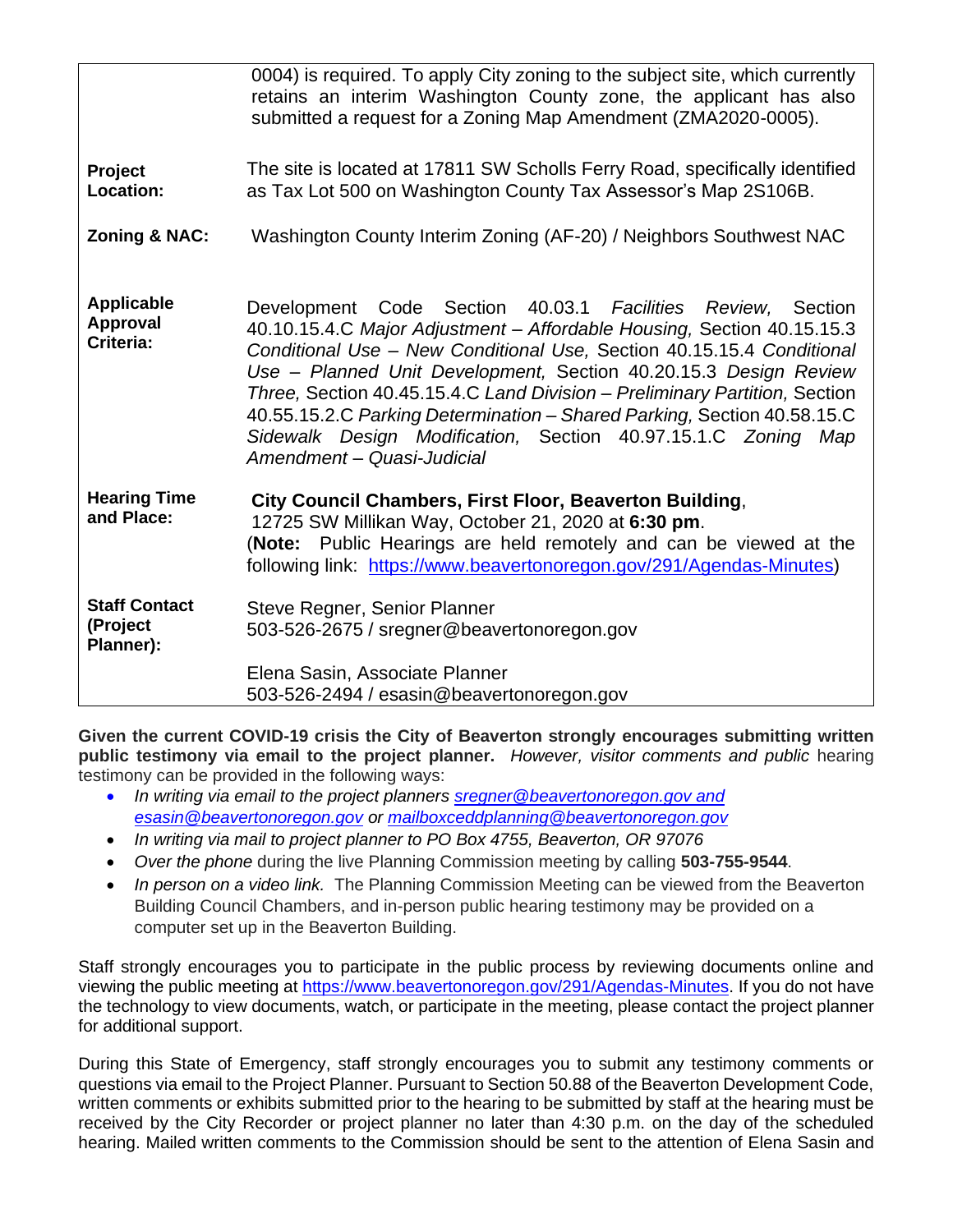|  |  |
|---|---|
|  | 0004) is required. To apply City zoning to the subject site, which currently retains an interim Washington County zone, the applicant has also submitted a request for a Zoning Map Amendment (ZMA2020-0005). |
| **Project Location:** | The site is located at 17811 SW Scholls Ferry Road, specifically identified as Tax Lot 500 on Washington County Tax Assessor's Map 2S106B. |
| **Zoning & NAC:** | Washington County Interim Zoning (AF-20) / Neighbors Southwest NAC |
| **Applicable Approval Criteria:** | Development Code Section 40.03.1 *Facilities Review,* Section 40.10.15.4.C *Major Adjustment – Affordable Housing,* Section 40.15.15.3 *Conditional Use – New Conditional Use,* Section 40.15.15.4 *Conditional Use – Planned Unit Development,* Section 40.20.15.3 *Design Review Three,* Section 40.45.15.4.C *Land Division – Preliminary Partition,* Section 40.55.15.2.C *Parking Determination – Shared Parking,* Section 40.58.15.C *Sidewalk Design Modification,* Section 40.97.15.1.C *Zoning Map Amendment – Quasi-Judicial* |
| **Hearing Time and Place:** | **City Council Chambers, First Floor, Beaverton Building**, 12725 SW Millikan Way, October 21, 2020 at **6:30 pm**. (**Note:** Public Hearings are held remotely and can be viewed at the following link: https://www.beavertonoregon.gov/291/Agendas-Minutes) |
| **Staff Contact (Project Planner):** | Steve Regner, Senior Planner<br>503-526-2675 / sregner@beavertonoregon.gov<br><br>Elena Sasin, Associate Planner<br>503-526-2494 / esasin@beavertonoregon.gov |

**Given the current COVID-19 crisis the City of Beaverton strongly encourages submitting written public testimony via email to the project planner.** *However, visitor comments and public* hearing testimony can be provided in the following ways:

- *In writing via email to the project planners sregner@beavertonoregon.gov and esasin@beavertonoregon.gov or mailboxceddplanning@beavertonoregon.gov*
- *In writing via mail to project planner to PO Box 4755, Beaverton, OR 97076*
- *Over the phone* during the live Planning Commission meeting by calling **503-755-9544**.
- *In person on a video link.* The Planning Commission Meeting can be viewed from the Beaverton Building Council Chambers, and in-person public hearing testimony may be provided on a computer set up in the Beaverton Building.

Staff strongly encourages you to participate in the public process by reviewing documents online and viewing the public meeting at https://www.beavertonoregon.gov/291/Agendas-Minutes. If you do not have the technology to view documents, watch, or participate in the meeting, please contact the project planner for additional support.

During this State of Emergency, staff strongly encourages you to submit any testimony comments or questions via email to the Project Planner. Pursuant to Section 50.88 of the Beaverton Development Code, written comments or exhibits submitted prior to the hearing to be submitted by staff at the hearing must be received by the City Recorder or project planner no later than 4:30 p.m. on the day of the scheduled hearing. Mailed written comments to the Commission should be sent to the attention of Elena Sasin and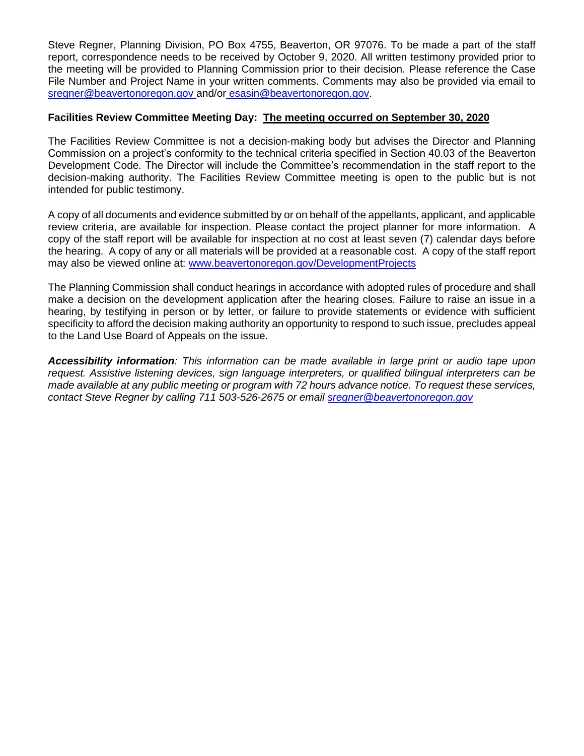Steve Regner, Planning Division, PO Box 4755, Beaverton, OR 97076. To be made a part of the staff report, correspondence needs to be received by October 9, 2020. All written testimony provided prior to the meeting will be provided to Planning Commission prior to their decision. Please reference the Case File Number and Project Name in your written comments. Comments may also be provided via email to sregner@beavertonoregon.gov and/or esasin@beavertonoregon.gov.

**Facilities Review Committee Meeting Day: The meeting occurred on September 30, 2020**

The Facilities Review Committee is not a decision-making body but advises the Director and Planning Commission on a project's conformity to the technical criteria specified in Section 40.03 of the Beaverton Development Code. The Director will include the Committee's recommendation in the staff report to the decision-making authority. The Facilities Review Committee meeting is open to the public but is not intended for public testimony.

A copy of all documents and evidence submitted by or on behalf of the appellants, applicant, and applicable review criteria, are available for inspection. Please contact the project planner for more information. A copy of the staff report will be available for inspection at no cost at least seven (7) calendar days before the hearing. A copy of any or all materials will be provided at a reasonable cost. A copy of the staff report may also be viewed online at: www.beavertonoregon.gov/DevelopmentProjects

The Planning Commission shall conduct hearings in accordance with adopted rules of procedure and shall make a decision on the development application after the hearing closes. Failure to raise an issue in a hearing, by testifying in person or by letter, or failure to provide statements or evidence with sufficient specificity to afford the decision making authority an opportunity to respond to such issue, precludes appeal to the Land Use Board of Appeals on the issue.

***Accessibility information****: This information can be made available in large print or audio tape upon request. Assistive listening devices, sign language interpreters, or qualified bilingual interpreters can be made available at any public meeting or program with 72 hours advance notice. To request these services, contact Steve Regner by calling 711 503-526-2675 or email sregner@beavertonoregon.gov*